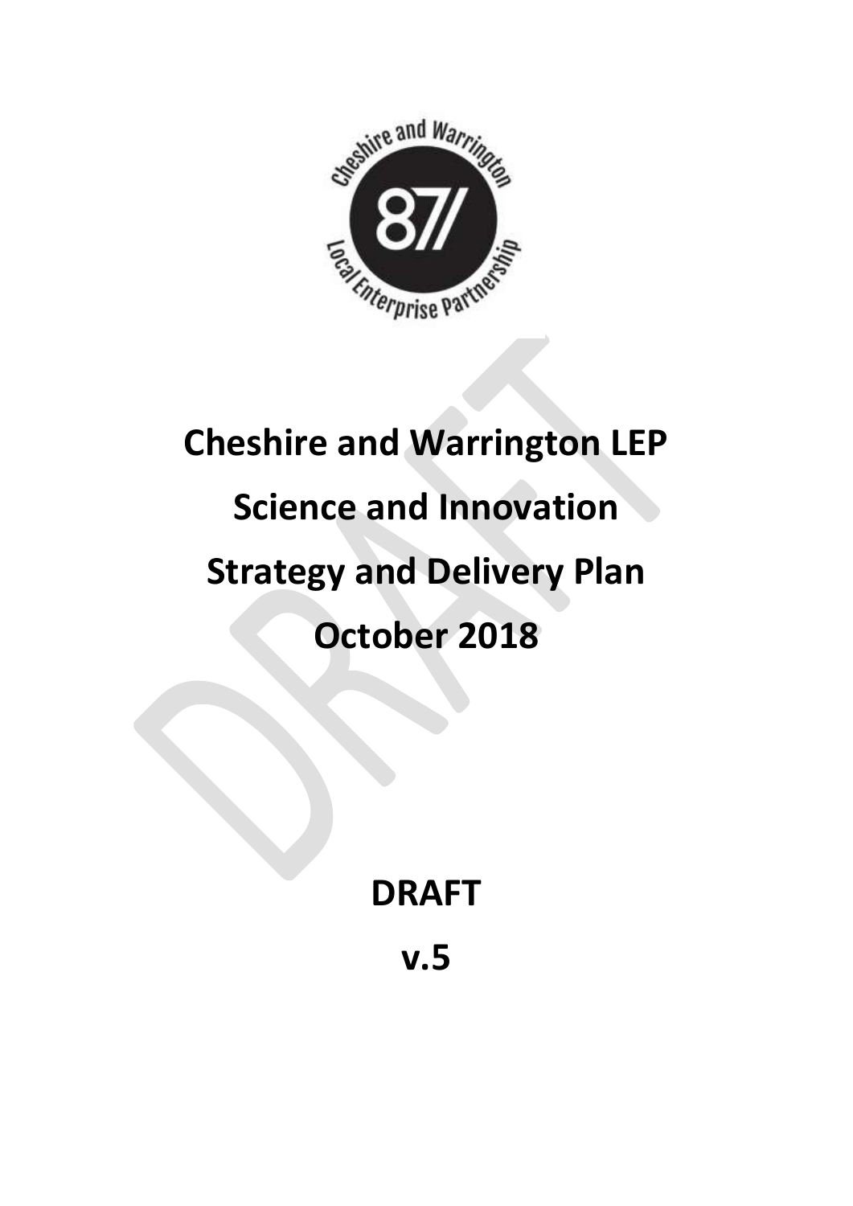# Cheshire and Warrington LEP

# Science and Innovation

# Strategy and Delivery Plan

# October 2018

**DRAFT**

**v.5**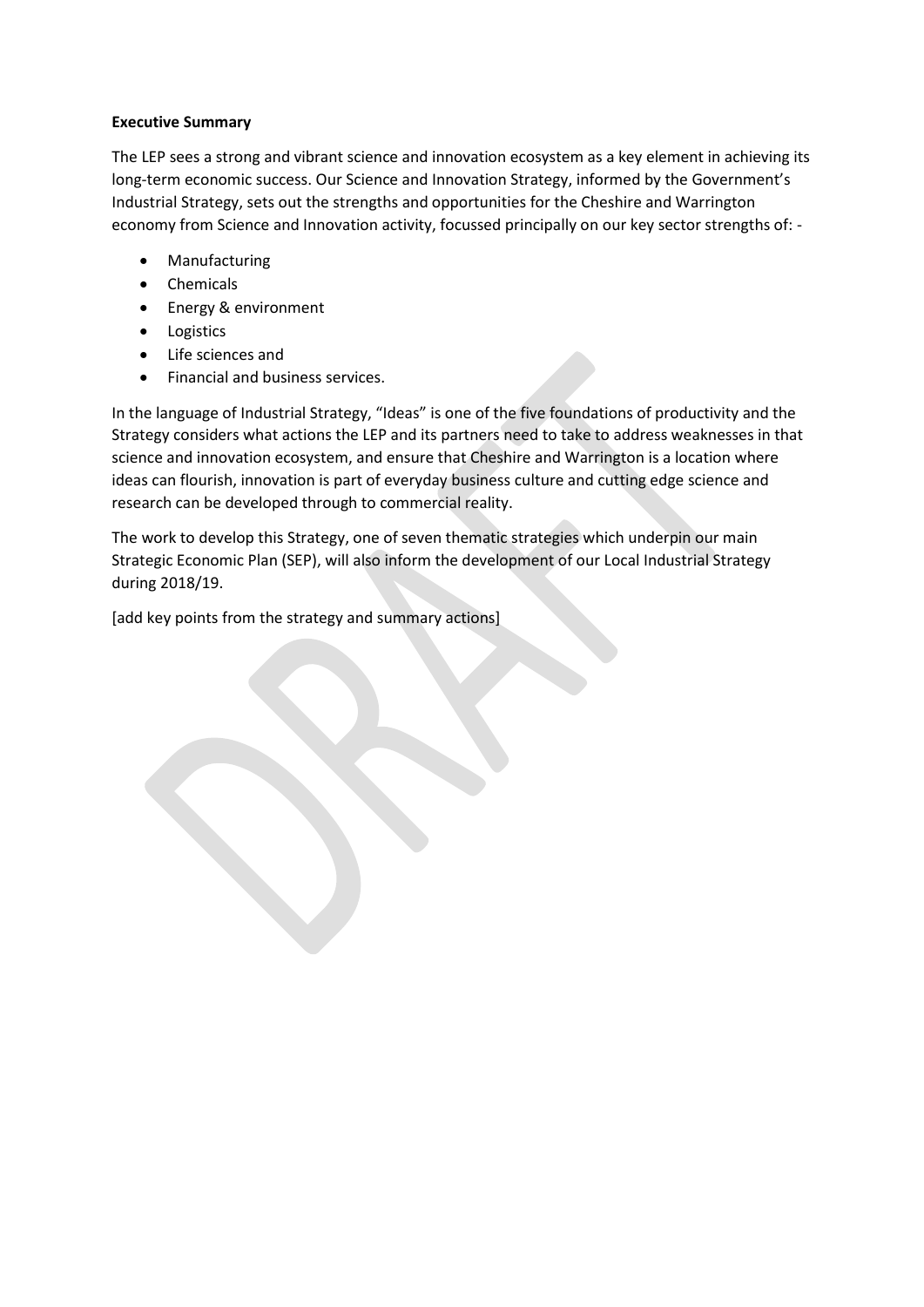**Executive Summary**

The LEP sees a strong and vibrant science and innovation ecosystem as a key element in achieving its long-term economic success. Our Science and Innovation Strategy, informed by the Government's Industrial Strategy, sets out the strengths and opportunities for the Cheshire and Warrington economy from Science and Innovation activity, focussed principally on our key sector strengths of: -

- Manufacturing
- Chemicals
- Energy & environment
- Logistics
- Life sciences and
- Financial and business services.

In the language of Industrial Strategy, "Ideas" is one of the five foundations of productivity and the Strategy considers what actions the LEP and its partners need to take to address weaknesses in that science and innovation ecosystem, and ensure that Cheshire and Warrington is a location where ideas can flourish, innovation is part of everyday business culture and cutting edge science and research can be developed through to commercial reality.

The work to develop this Strategy, one of seven thematic strategies which underpin our main Strategic Economic Plan (SEP), will also inform the development of our Local Industrial Strategy during 2018/19.

[add key points from the strategy and summary actions]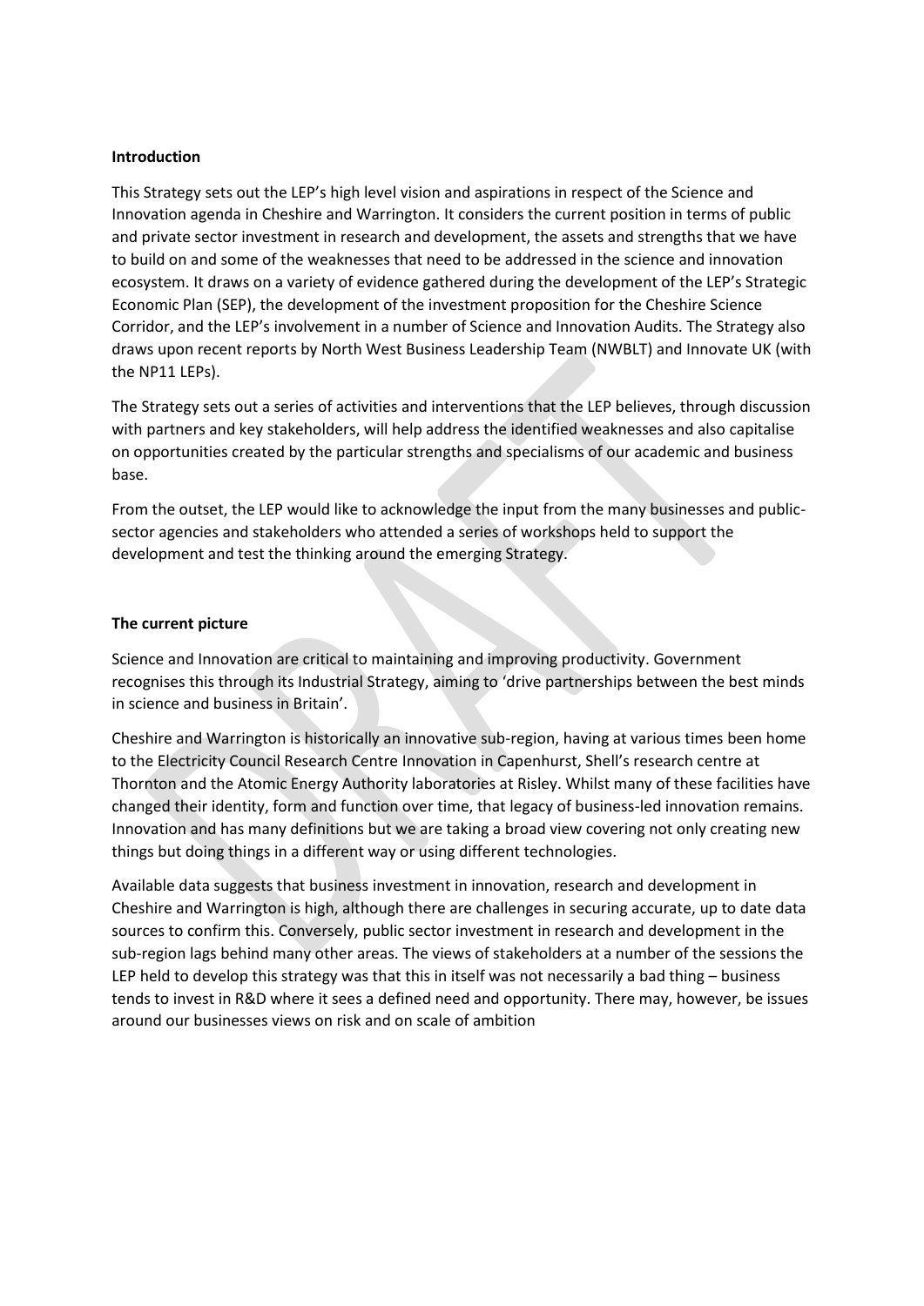**Introduction**

This Strategy sets out the LEP's high level vision and aspirations in respect of the Science and Innovation agenda in Cheshire and Warrington. It considers the current position in terms of public and private sector investment in research and development, the assets and strengths that we have to build on and some of the weaknesses that need to be addressed in the science and innovation ecosystem. It draws on a variety of evidence gathered during the development of the LEP's Strategic Economic Plan (SEP), the development of the investment proposition for the Cheshire Science Corridor, and the LEP's involvement in a number of Science and Innovation Audits. The Strategy also draws upon recent reports by North West Business Leadership Team (NWBLT) and Innovate UK (with the NP11 LEPs).

The Strategy sets out a series of activities and interventions that the LEP believes, through discussion with partners and key stakeholders, will help address the identified weaknesses and also capitalise on opportunities created by the particular strengths and specialisms of our academic and business base.

From the outset, the LEP would like to acknowledge the input from the many businesses and public-sector agencies and stakeholders who attended a series of workshops held to support the development and test the thinking around the emerging Strategy.

**The current picture**

Science and Innovation are critical to maintaining and improving productivity. Government recognises this through its Industrial Strategy, aiming to 'drive partnerships between the best minds in science and business in Britain'.

Cheshire and Warrington is historically an innovative sub-region, having at various times been home to the Electricity Council Research Centre Innovation in Capenhurst, Shell's research centre at Thornton and the Atomic Energy Authority laboratories at Risley. Whilst many of these facilities have changed their identity, form and function over time, that legacy of business-led innovation remains. Innovation and has many definitions but we are taking a broad view covering not only creating new things but doing things in a different way or using different technologies.

Available data suggests that business investment in innovation, research and development in Cheshire and Warrington is high, although there are challenges in securing accurate, up to date data sources to confirm this. Conversely, public sector investment in research and development in the sub-region lags behind many other areas. The views of stakeholders at a number of the sessions the LEP held to develop this strategy was that this in itself was not necessarily a bad thing – business tends to invest in R&D where it sees a defined need and opportunity. There may, however, be issues around our businesses views on risk and on scale of ambition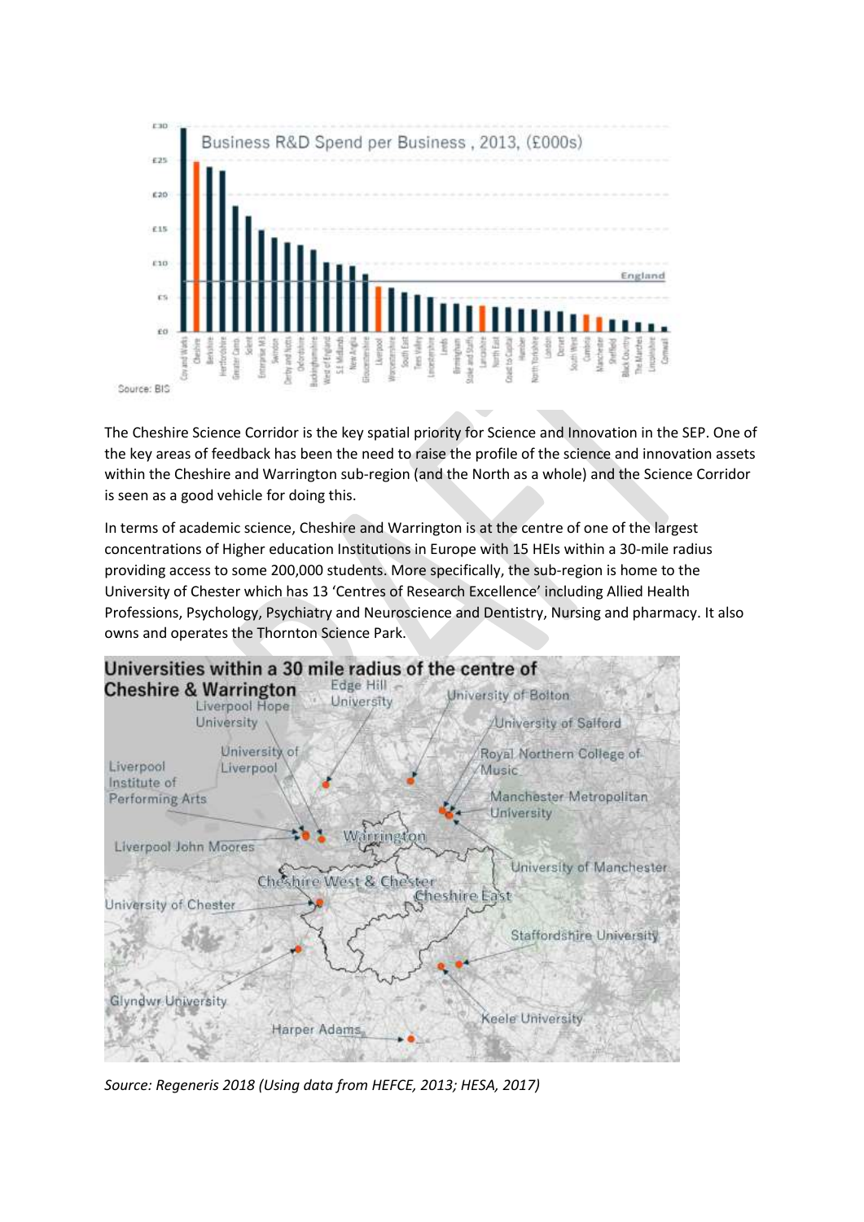Source: BIS

The Cheshire Science Corridor is the key spatial priority for Science and Innovation in the SEP. One of the key areas of feedback has been the need to raise the profile of the science and innovation assets within the Cheshire and Warrington sub-region (and the North as a whole) and the Science Corridor is seen as a good vehicle for doing this.

In terms of academic science, Cheshire and Warrington is at the centre of one of the largest concentrations of Higher education Institutions in Europe with 15 HEIs within a 30-mile radius providing access to some 200,000 students. More specifically, the sub-region is home to the University of Chester which has 13 'Centres of Research Excellence' including Allied Health Professions, Psychology, Psychiatry and Neuroscience and Dentistry, Nursing and pharmacy. It also owns and operates the Thornton Science Park.

*Source: Regeneris 2018 (Using data from HEFCE, 2013; HESA, 2017)*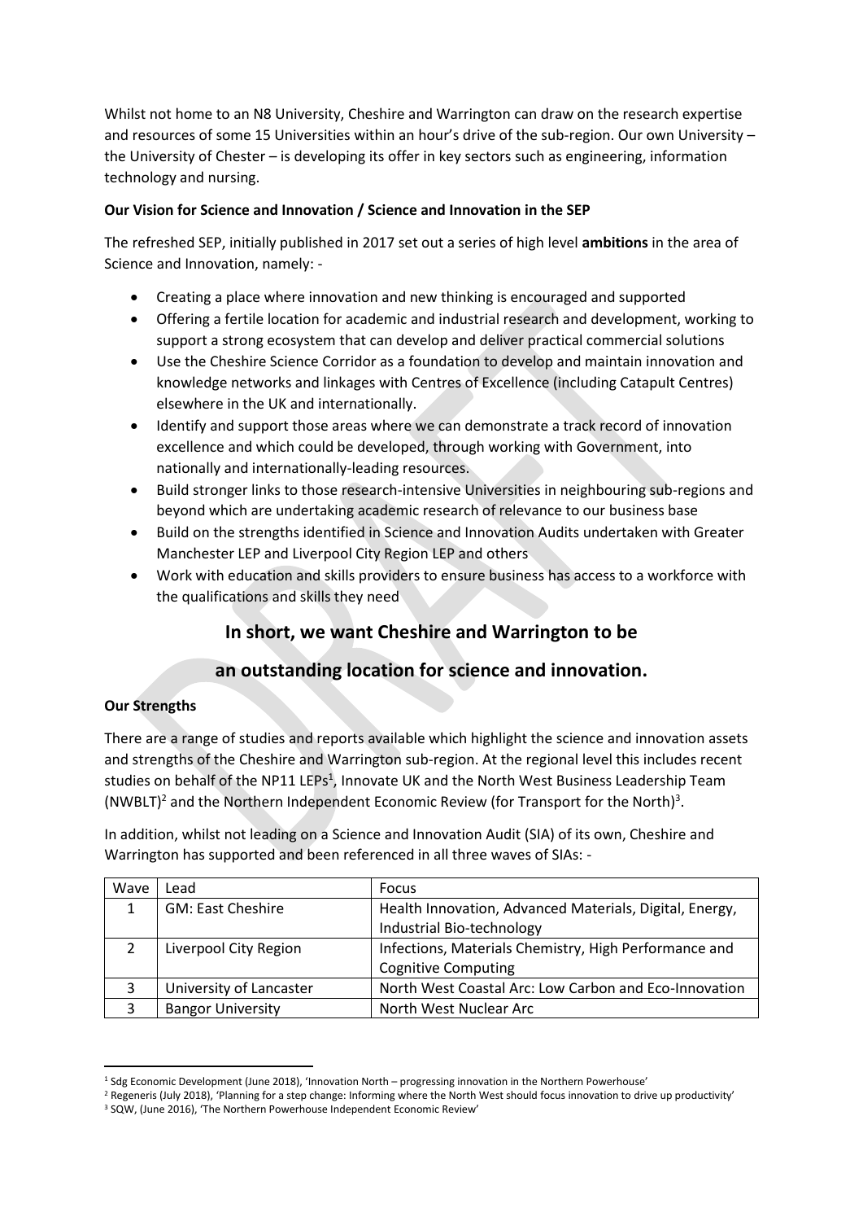Whilst not home to an N8 University, Cheshire and Warrington can draw on the research expertise and resources of some 15 Universities within an hour's drive of the sub-region. Our own University – the University of Chester – is developing its offer in key sectors such as engineering, information technology and nursing.

**Our Vision for Science and Innovation / Science and Innovation in the SEP**

The refreshed SEP, initially published in 2017 set out a series of high level **ambitions** in the area of Science and Innovation, namely: -

- Creating a place where innovation and new thinking is encouraged and supported
- Offering a fertile location for academic and industrial research and development, working to support a strong ecosystem that can develop and deliver practical commercial solutions
- Use the Cheshire Science Corridor as a foundation to develop and maintain innovation and knowledge networks and linkages with Centres of Excellence (including Catapult Centres) elsewhere in the UK and internationally.
- Identify and support those areas where we can demonstrate a track record of innovation excellence and which could be developed, through working with Government, into nationally and internationally-leading resources.
- Build stronger links to those research-intensive Universities in neighbouring sub-regions and beyond which are undertaking academic research of relevance to our business base
- Build on the strengths identified in Science and Innovation Audits undertaken with Greater Manchester LEP and Liverpool City Region LEP and others
- Work with education and skills providers to ensure business has access to a workforce with the qualifications and skills they need

## In short, we want Cheshire and Warrington to be an outstanding location for science and innovation.

**Our Strengths**

There are a range of studies and reports available which highlight the science and innovation assets and strengths of the Cheshire and Warrington sub-region. At the regional level this includes recent studies on behalf of the NP11 LEPs[1], Innovate UK and the North West Business Leadership Team (NWBLT)[2] and the Northern Independent Economic Review (for Transport for the North)[3].

In addition, whilst not leading on a Science and Innovation Audit (SIA) of its own, Cheshire and Warrington has supported and been referenced in all three waves of SIAs: -

| Wave | Lead | Focus |
|---|---|---|
| 1 | GM: East Cheshire | Health Innovation, Advanced Materials, Digital, Energy, Industrial Bio-technology |
| 2 | Liverpool City Region | Infections, Materials Chemistry, High Performance and Cognitive Computing |
| 3 | University of Lancaster | North West Coastal Arc: Low Carbon and Eco-Innovation |
| 3 | Bangor University | North West Nuclear Arc |

[1] Sdg Economic Development (June 2018), 'Innovation North – progressing innovation in the Northern Powerhouse'

[2] Regeneris (July 2018), 'Planning for a step change: Informing where the North West should focus innovation to drive up productivity'

[3] SQW, (June 2016), 'The Northern Powerhouse Independent Economic Review'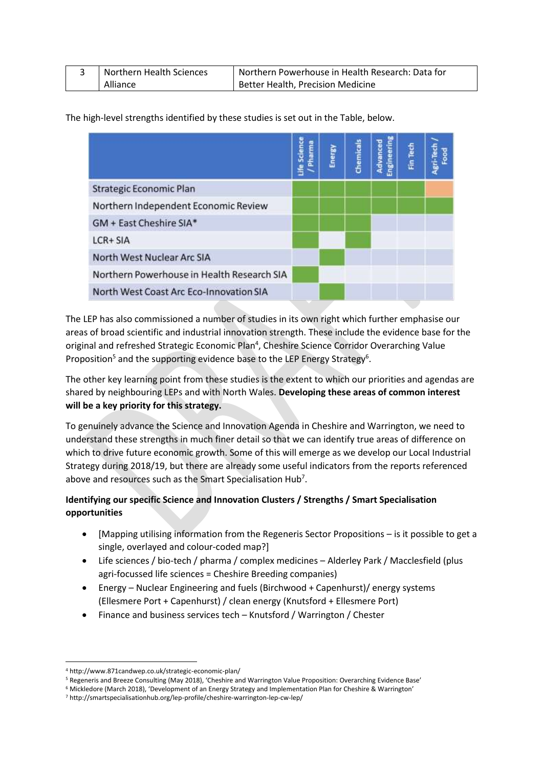| 3 | Northern Health Sciences Alliance | Northern Powerhouse in Health Research: Data for Better Health, Precision Medicine |
|---|---|---|

The high-level strengths identified by these studies is set out in the Table, below.

| | Life Science / Pharma | Energy | Chemicals | Advanced Engineering | Fin Tech | Agri-Tech / Food |
|---|---|---|---|---|---|---|
| Strategic Economic Plan | Green | Green | Green | Green | Green | Orange |
| Northern Independent Economic Review | Green | Green | Green | Green | Green | Green |
| GM + East Cheshire SIA* | Green | Green | Green | | | |
| LCR+ SIA | Green | | Green | | | |
| North West Nuclear Arc SIA | | Green | | | | |
| Northern Powerhouse in Health Research SIA | Green | | | | | |
| North West Coast Arc Eco-Innovation SIA | | Green | | | | |

The LEP has also commissioned a number of studies in its own right which further emphasise our areas of broad scientific and industrial innovation strength. These include the evidence base for the original and refreshed Strategic Economic Plan[4], Cheshire Science Corridor Overarching Value Proposition[5] and the supporting evidence base to the LEP Energy Strategy[6].

The other key learning point from these studies is the extent to which our priorities and agendas are shared by neighbouring LEPs and with North Wales. **Developing these areas of common interest will be a key priority for this strategy.**

To genuinely advance the Science and Innovation Agenda in Cheshire and Warrington, we need to understand these strengths in much finer detail so that we can identify true areas of difference on which to drive future economic growth. Some of this will emerge as we develop our Local Industrial Strategy during 2018/19, but there are already some useful indicators from the reports referenced above and resources such as the Smart Specialisation Hub[7].

**Identifying our specific Science and Innovation Clusters / Strengths / Smart Specialisation opportunities**

- [Mapping utilising information from the Regeneris Sector Propositions – is it possible to get a single, overlayed and colour-coded map?]
- Life sciences / bio-tech / pharma / complex medicines – Alderley Park / Macclesfield (plus agri-focussed life sciences = Cheshire Breeding companies)
- Energy – Nuclear Engineering and fuels (Birchwood + Capenhurst)/ energy systems (Ellesmere Port + Capenhurst) / clean energy (Knutsford + Ellesmere Port)
- Finance and business services tech – Knutsford / Warrington / Chester

[4] http://www.871candwep.co.uk/strategic-economic-plan/

[5] Regeneris and Breeze Consulting (May 2018), 'Cheshire and Warrington Value Proposition: Overarching Evidence Base'

[6] Mickledore (March 2018), 'Development of an Energy Strategy and Implementation Plan for Cheshire & Warrington'

[7] http://smartspecialisationhub.org/lep-profile/cheshire-warrington-lep-cw-lep/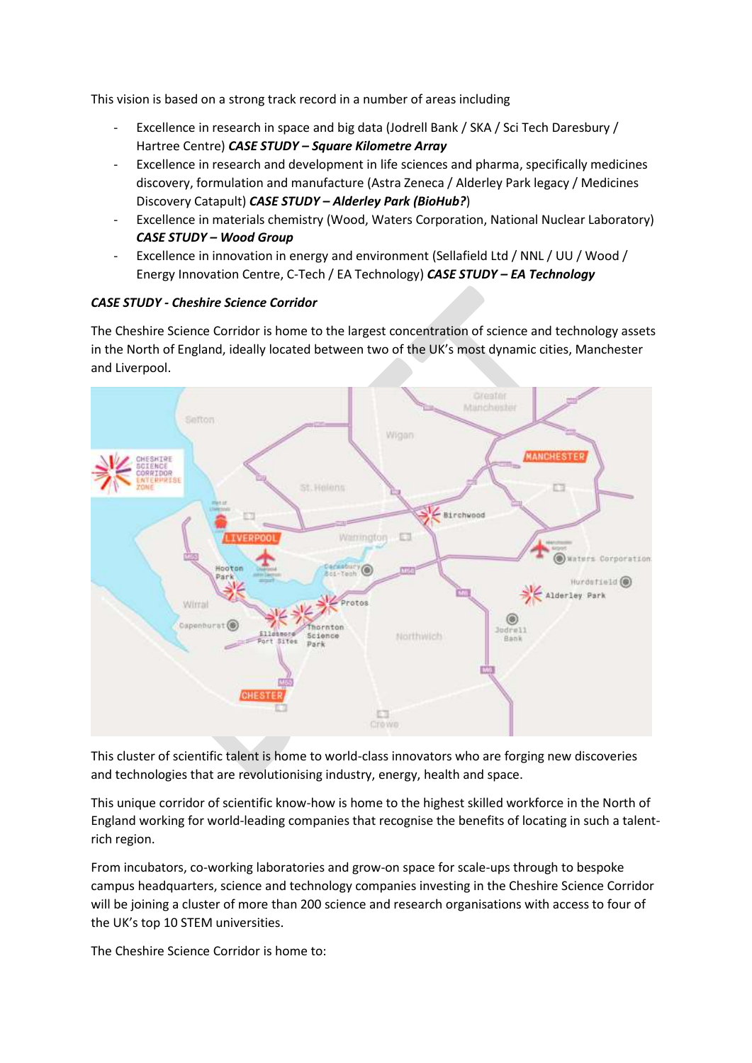This vision is based on a strong track record in a number of areas including

- Excellence in research in space and big data (Jodrell Bank / SKA / Sci Tech Daresbury / Hartree Centre) ***CASE STUDY – Square Kilometre Array***
- Excellence in research and development in life sciences and pharma, specifically medicines discovery, formulation and manufacture (Astra Zeneca / Alderley Park legacy / Medicines Discovery Catapult) ***CASE STUDY – Alderley Park (BioHub?***)
- Excellence in materials chemistry (Wood, Waters Corporation, National Nuclear Laboratory) ***CASE STUDY – Wood Group***
- Excellence in innovation in energy and environment (Sellafield Ltd / NNL / UU / Wood / Energy Innovation Centre, C-Tech / EA Technology) ***CASE STUDY – EA Technology***

***CASE STUDY - Cheshire Science Corridor***

The Cheshire Science Corridor is home to the largest concentration of science and technology assets in the North of England, ideally located between two of the UK's most dynamic cities, Manchester and Liverpool.

This cluster of scientific talent is home to world-class innovators who are forging new discoveries and technologies that are revolutionising industry, energy, health and space.

This unique corridor of scientific know-how is home to the highest skilled workforce in the North of England working for world-leading companies that recognise the benefits of locating in such a talent-rich region.

From incubators, co-working laboratories and grow-on space for scale-ups through to bespoke campus headquarters, science and technology companies investing in the Cheshire Science Corridor will be joining a cluster of more than 200 science and research organisations with access to four of the UK's top 10 STEM universities.

The Cheshire Science Corridor is home to: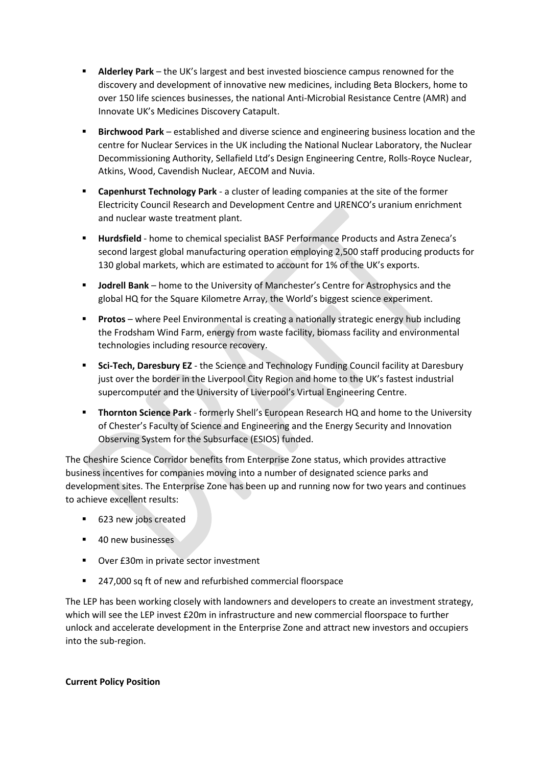- **Alderley Park** – the UK's largest and best invested bioscience campus renowned for the discovery and development of innovative new medicines, including Beta Blockers, home to over 150 life sciences businesses, the national Anti-Microbial Resistance Centre (AMR) and Innovate UK's Medicines Discovery Catapult.
- **Birchwood Park** – established and diverse science and engineering business location and the centre for Nuclear Services in the UK including the National Nuclear Laboratory, the Nuclear Decommissioning Authority, Sellafield Ltd's Design Engineering Centre, Rolls-Royce Nuclear, Atkins, Wood, Cavendish Nuclear, AECOM and Nuvia.
- **Capenhurst Technology Park** - a cluster of leading companies at the site of the former Electricity Council Research and Development Centre and URENCO's uranium enrichment and nuclear waste treatment plant.
- **Hurdsfield** - home to chemical specialist BASF Performance Products and Astra Zeneca's second largest global manufacturing operation employing 2,500 staff producing products for 130 global markets, which are estimated to account for 1% of the UK's exports.
- **Jodrell Bank** – home to the University of Manchester's Centre for Astrophysics and the global HQ for the Square Kilometre Array, the World's biggest science experiment.
- **Protos** – where Peel Environmental is creating a nationally strategic energy hub including the Frodsham Wind Farm, energy from waste facility, biomass facility and environmental technologies including resource recovery.
- **Sci-Tech, Daresbury EZ** - the Science and Technology Funding Council facility at Daresbury just over the border in the Liverpool City Region and home to the UK's fastest industrial supercomputer and the University of Liverpool's Virtual Engineering Centre.
- **Thornton Science Park** - formerly Shell's European Research HQ and home to the University of Chester's Faculty of Science and Engineering and the Energy Security and Innovation Observing System for the Subsurface (ESIOS) funded.

The Cheshire Science Corridor benefits from Enterprise Zone status, which provides attractive business incentives for companies moving into a number of designated science parks and development sites. The Enterprise Zone has been up and running now for two years and continues to achieve excellent results:

- 623 new jobs created
- 40 new businesses
- Over £30m in private sector investment
- 247,000 sq ft of new and refurbished commercial floorspace

The LEP has been working closely with landowners and developers to create an investment strategy, which will see the LEP invest £20m in infrastructure and new commercial floorspace to further unlock and accelerate development in the Enterprise Zone and attract new investors and occupiers into the sub-region.

**Current Policy Position**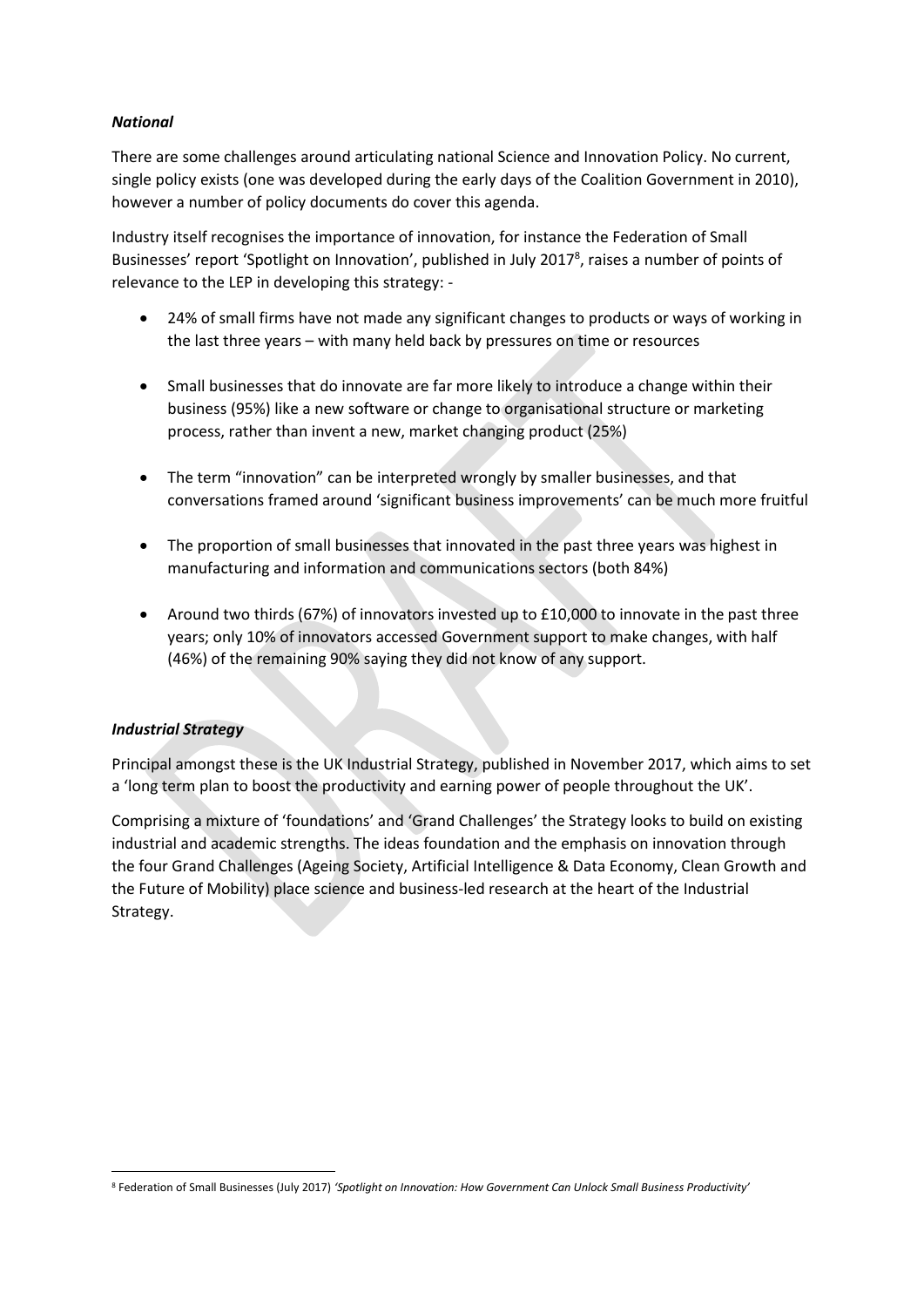### *National*

There are some challenges around articulating national Science and Innovation Policy. No current, single policy exists (one was developed during the early days of the Coalition Government in 2010), however a number of policy documents do cover this agenda.

Industry itself recognises the importance of innovation, for instance the Federation of Small Businesses' report 'Spotlight on Innovation', published in July 2017[8], raises a number of points of relevance to the LEP in developing this strategy: -

- 24% of small firms have not made any significant changes to products or ways of working in the last three years – with many held back by pressures on time or resources
- Small businesses that do innovate are far more likely to introduce a change within their business (95%) like a new software or change to organisational structure or marketing process, rather than invent a new, market changing product (25%)
- The term "innovation" can be interpreted wrongly by smaller businesses, and that conversations framed around 'significant business improvements' can be much more fruitful
- The proportion of small businesses that innovated in the past three years was highest in manufacturing and information and communications sectors (both 84%)
- Around two thirds (67%) of innovators invested up to £10,000 to innovate in the past three years; only 10% of innovators accessed Government support to make changes, with half (46%) of the remaining 90% saying they did not know of any support.

### *Industrial Strategy*

Principal amongst these is the UK Industrial Strategy, published in November 2017, which aims to set a 'long term plan to boost the productivity and earning power of people throughout the UK'.

Comprising a mixture of 'foundations' and 'Grand Challenges' the Strategy looks to build on existing industrial and academic strengths. The ideas foundation and the emphasis on innovation through the four Grand Challenges (Ageing Society, Artificial Intelligence & Data Economy, Clean Growth and the Future of Mobility) place science and business-led research at the heart of the Industrial Strategy.

[8] Federation of Small Businesses (July 2017) *'Spotlight on Innovation: How Government Can Unlock Small Business Productivity'*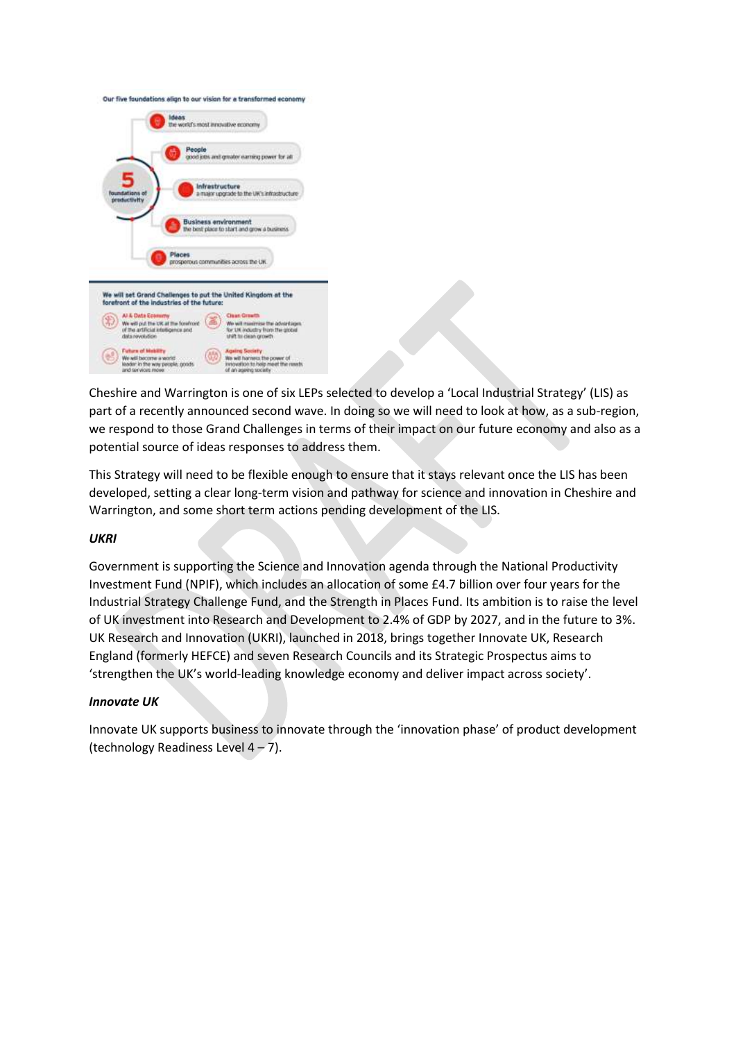Our five foundations align to our vision for a transformed economy

- **Ideas** – the world's most innovative economy
- **People** – good jobs and greater earning power for all
- **Infrastructure** – a major upgrade to the UK's infrastructure
- **Business environment** – the best place to start and grow a business
- **Places** – prosperous communities across the UK

5 foundations of productivity

We will set Grand Challenges to put the United Kingdom at the forefront of the industries of the future:

- **AI & Data Economy** – We will put the UK at the forefront of the artificial intelligence and data revolution
- **Clean Growth** – We will maximise the advantages for UK industry from the global shift to clean growth
- **Future of Mobility** – We will become a world leader in the way people, goods and services move
- **Ageing Society** – We will harness the power of innovation to help meet the needs of an ageing society

Cheshire and Warrington is one of six LEPs selected to develop a 'Local Industrial Strategy' (LIS) as part of a recently announced second wave. In doing so we will need to look at how, as a sub-region, we respond to those Grand Challenges in terms of their impact on our future economy and also as a potential source of ideas responses to address them.

This Strategy will need to be flexible enough to ensure that it stays relevant once the LIS has been developed, setting a clear long-term vision and pathway for science and innovation in Cheshire and Warrington, and some short term actions pending development of the LIS.

***UKRI***

Government is supporting the Science and Innovation agenda through the National Productivity Investment Fund (NPIF), which includes an allocation of some £4.7 billion over four years for the Industrial Strategy Challenge Fund, and the Strength in Places Fund. Its ambition is to raise the level of UK investment into Research and Development to 2.4% of GDP by 2027, and in the future to 3%. UK Research and Innovation (UKRI), launched in 2018, brings together Innovate UK, Research England (formerly HEFCE) and seven Research Councils and its Strategic Prospectus aims to 'strengthen the UK's world-leading knowledge economy and deliver impact across society'.

***Innovate UK***

Innovate UK supports business to innovate through the 'innovation phase' of product development (technology Readiness Level 4 – 7).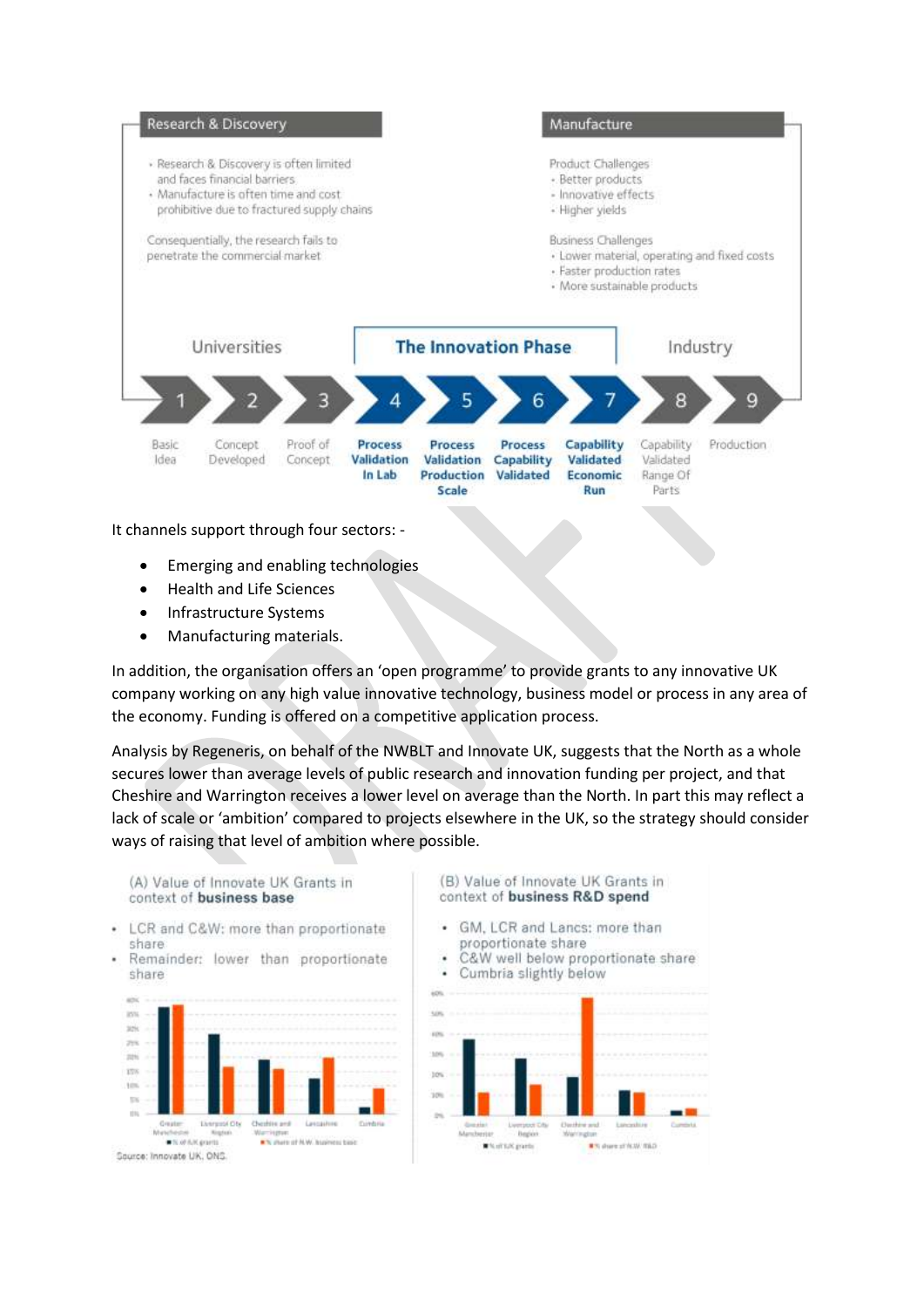Research & Discovery

- Research & Discovery is often limited and faces financial barriers
- Manufacture is often time and cost prohibitive due to fractured supply chains

Consequentially, the research fails to penetrate the commercial market

Manufacture

Product Challenges
- Better products
- Innovative effects
- Higher yields

Business Challenges
- Lower material, operating and fixed costs
- Faster production rates
- More sustainable products

Universities | **The Innovation Phase** | Industry

1. Basic Idea
2. Concept Developed
3. Proof of Concept
4. **Process Validation In Lab**
5. **Process Validation Production Scale**
6. **Process Capability Validated**
7. **Capability Validated Economic Run**
8. Capability Validated Range Of Parts
9. Production

It channels support through four sectors: -

- Emerging and enabling technologies
- Health and Life Sciences
- Infrastructure Systems
- Manufacturing materials.

In addition, the organisation offers an 'open programme' to provide grants to any innovative UK company working on any high value innovative technology, business model or process in any area of the economy. Funding is offered on a competitive application process.

Analysis by Regeneris, on behalf of the NWBLT and Innovate UK, suggests that the North as a whole secures lower than average levels of public research and innovation funding per project, and that Cheshire and Warrington receives a lower level on average than the North. In part this may reflect a lack of scale or 'ambition' compared to projects elsewhere in the UK, so the strategy should consider ways of raising that level of ambition where possible.

(A) Value of Innovate UK Grants in context of **business base**

- LCR and C&W: more than proportionate share
- Remainder: lower than proportionate share

(B) Value of Innovate UK Grants in context of **business R&D spend**

- GM, LCR and Lancs: more than proportionate share
- C&W well below proportionate share
- Cumbria slightly below

Source: Innovate UK, ONS.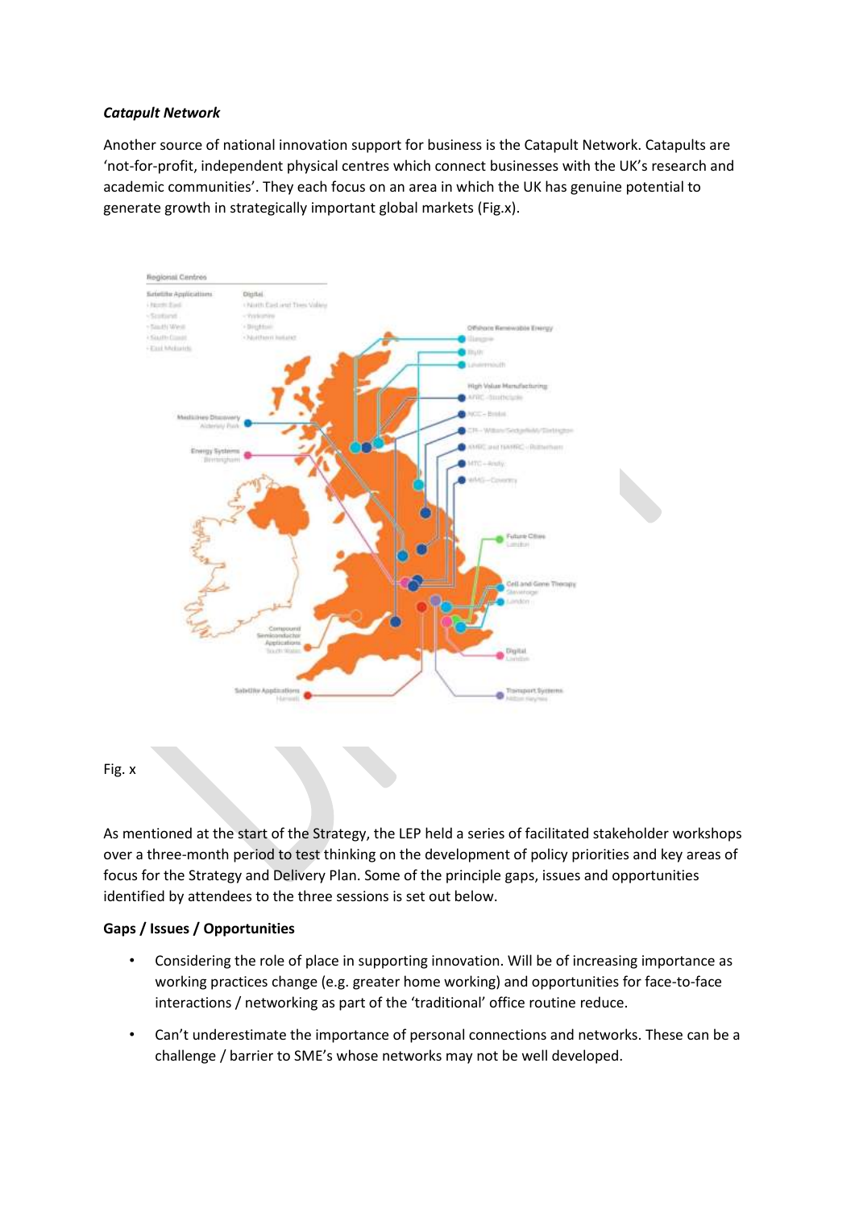***Catapult Network***

Another source of national innovation support for business is the Catapult Network. Catapults are 'not-for-profit, independent physical centres which connect businesses with the UK's research and academic communities'. They each focus on an area in which the UK has genuine potential to generate growth in strategically important global markets (Fig.x).

Fig. x

As mentioned at the start of the Strategy, the LEP held a series of facilitated stakeholder workshops over a three-month period to test thinking on the development of policy priorities and key areas of focus for the Strategy and Delivery Plan. Some of the principle gaps, issues and opportunities identified by attendees to the three sessions is set out below.

**Gaps / Issues / Opportunities**

- Considering the role of place in supporting innovation. Will be of increasing importance as working practices change (e.g. greater home working) and opportunities for face-to-face interactions / networking as part of the 'traditional' office routine reduce.
- Can't underestimate the importance of personal connections and networks. These can be a challenge / barrier to SME's whose networks may not be well developed.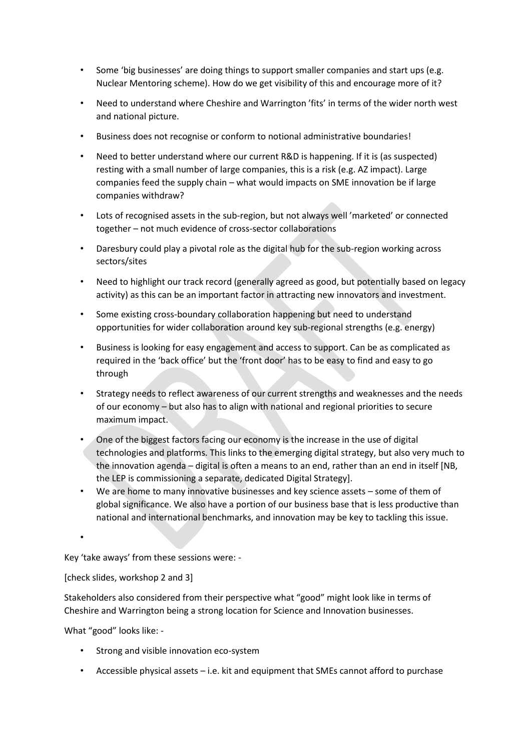- Some 'big businesses' are doing things to support smaller companies and start ups (e.g. Nuclear Mentoring scheme). How do we get visibility of this and encourage more of it?
- Need to understand where Cheshire and Warrington 'fits' in terms of the wider north west and national picture.
- Business does not recognise or conform to notional administrative boundaries!
- Need to better understand where our current R&D is happening. If it is (as suspected) resting with a small number of large companies, this is a risk (e.g. AZ impact). Large companies feed the supply chain – what would impacts on SME innovation be if large companies withdraw?
- Lots of recognised assets in the sub-region, but not always well 'marketed' or connected together – not much evidence of cross-sector collaborations
- Daresbury could play a pivotal role as the digital hub for the sub-region working across sectors/sites
- Need to highlight our track record (generally agreed as good, but potentially based on legacy activity) as this can be an important factor in attracting new innovators and investment.
- Some existing cross-boundary collaboration happening but need to understand opportunities for wider collaboration around key sub-regional strengths (e.g. energy)
- Business is looking for easy engagement and access to support. Can be as complicated as required in the 'back office' but the 'front door' has to be easy to find and easy to go through
- Strategy needs to reflect awareness of our current strengths and weaknesses and the needs of our economy – but also has to align with national and regional priorities to secure maximum impact.
- One of the biggest factors facing our economy is the increase in the use of digital technologies and platforms. This links to the emerging digital strategy, but also very much to the innovation agenda – digital is often a means to an end, rather than an end in itself [NB, the LEP is commissioning a separate, dedicated Digital Strategy].
- We are home to many innovative businesses and key science assets – some of them of global significance. We also have a portion of our business base that is less productive than national and international benchmarks, and innovation may be key to tackling this issue.
-

Key 'take aways' from these sessions were: -

[check slides, workshop 2 and 3]

Stakeholders also considered from their perspective what "good" might look like in terms of Cheshire and Warrington being a strong location for Science and Innovation businesses.

What "good" looks like: -

- Strong and visible innovation eco-system
- Accessible physical assets – i.e. kit and equipment that SMEs cannot afford to purchase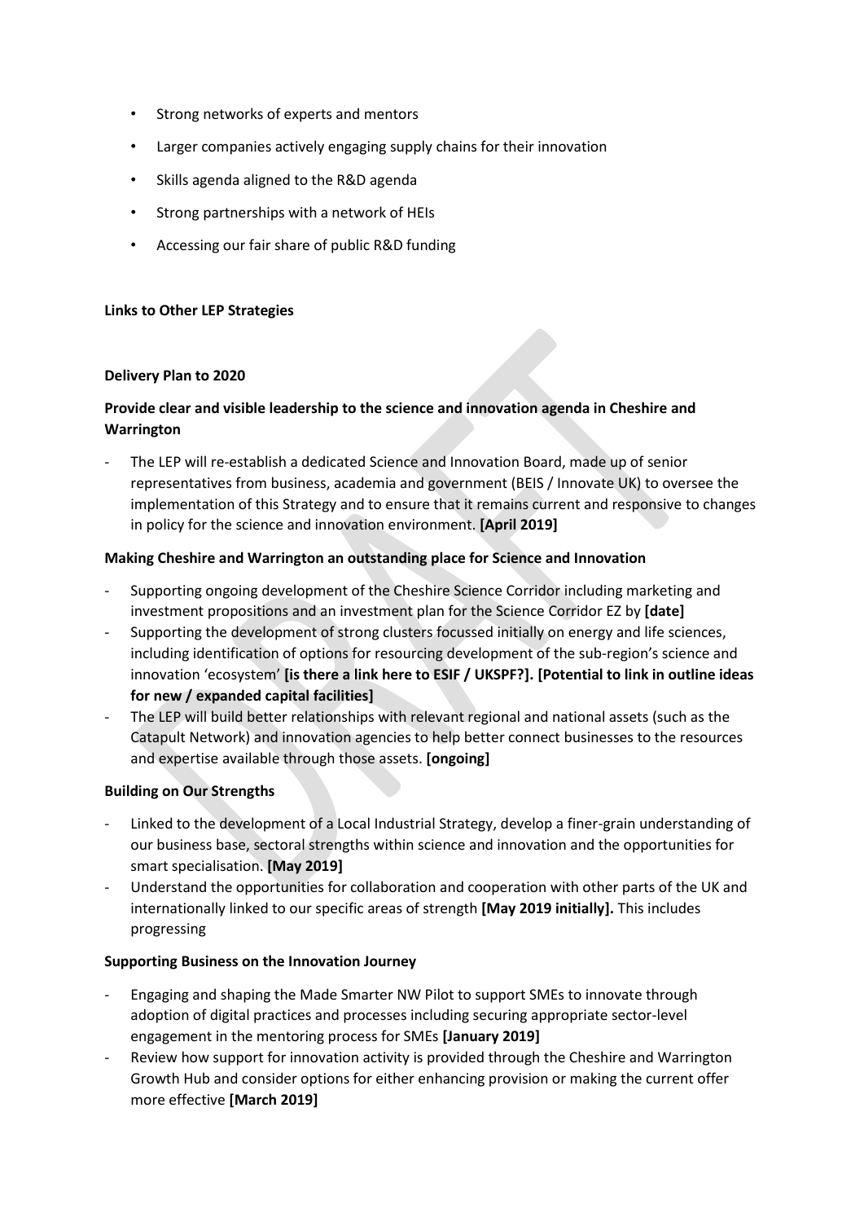- Strong networks of experts and mentors
- Larger companies actively engaging supply chains for their innovation
- Skills agenda aligned to the R&D agenda
- Strong partnerships with a network of HEIs
- Accessing our fair share of public R&D funding

**Links to Other LEP Strategies**

**Delivery Plan to 2020**

**Provide clear and visible leadership to the science and innovation agenda in Cheshire and Warrington**

- The LEP will re-establish a dedicated Science and Innovation Board, made up of senior representatives from business, academia and government (BEIS / Innovate UK) to oversee the implementation of this Strategy and to ensure that it remains current and responsive to changes in policy for the science and innovation environment. **[April 2019]**

**Making Cheshire and Warrington an outstanding place for Science and Innovation**

- Supporting ongoing development of the Cheshire Science Corridor including marketing and investment propositions and an investment plan for the Science Corridor EZ by **[date]**
- Supporting the development of strong clusters focussed initially on energy and life sciences, including identification of options for resourcing development of the sub-region's science and innovation 'ecosystem' **[is there a link here to ESIF / UKSPF?]. [Potential to link in outline ideas for new / expanded capital facilities]**
- The LEP will build better relationships with relevant regional and national assets (such as the Catapult Network) and innovation agencies to help better connect businesses to the resources and expertise available through those assets. **[ongoing]**

**Building on Our Strengths**

- Linked to the development of a Local Industrial Strategy, develop a finer-grain understanding of our business base, sectoral strengths within science and innovation and the opportunities for smart specialisation. **[May 2019]**
- Understand the opportunities for collaboration and cooperation with other parts of the UK and internationally linked to our specific areas of strength **[May 2019 initially].** This includes progressing

**Supporting Business on the Innovation Journey**

- Engaging and shaping the Made Smarter NW Pilot to support SMEs to innovate through adoption of digital practices and processes including securing appropriate sector-level engagement in the mentoring process for SMEs **[January 2019]**
- Review how support for innovation activity is provided through the Cheshire and Warrington Growth Hub and consider options for either enhancing provision or making the current offer more effective **[March 2019]**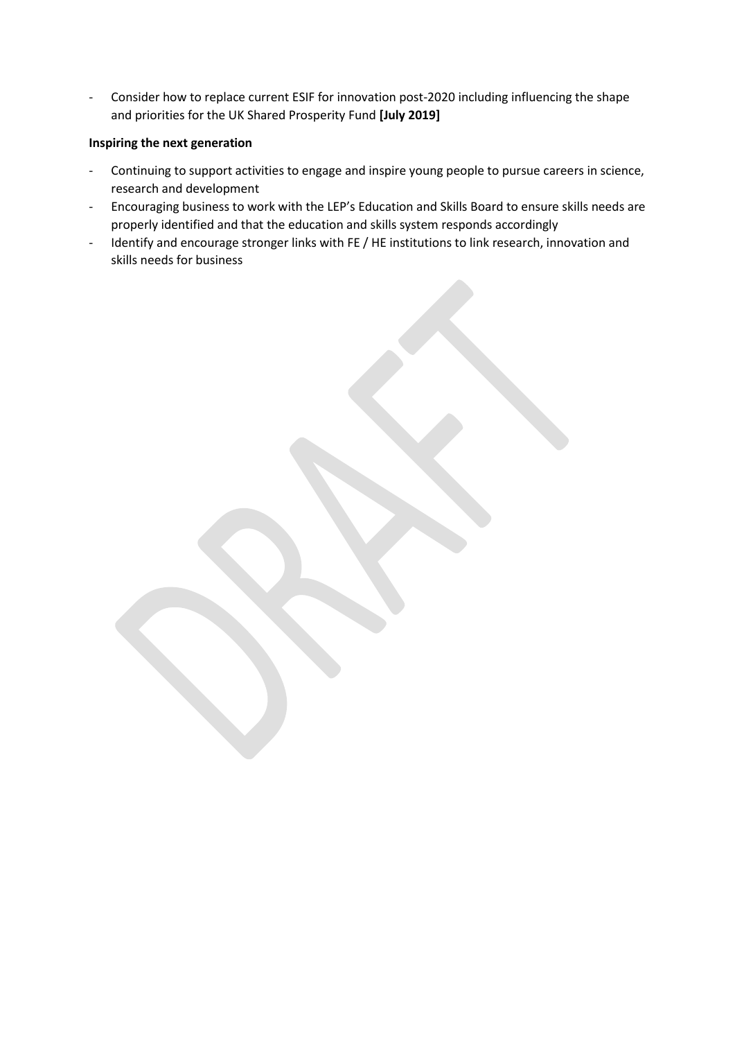- Consider how to replace current ESIF for innovation post-2020 including influencing the shape and priorities for the UK Shared Prosperity Fund **[July 2019]**

**Inspiring the next generation**

- Continuing to support activities to engage and inspire young people to pursue careers in science, research and development
- Encouraging business to work with the LEP's Education and Skills Board to ensure skills needs are properly identified and that the education and skills system responds accordingly
- Identify and encourage stronger links with FE / HE institutions to link research, innovation and skills needs for business